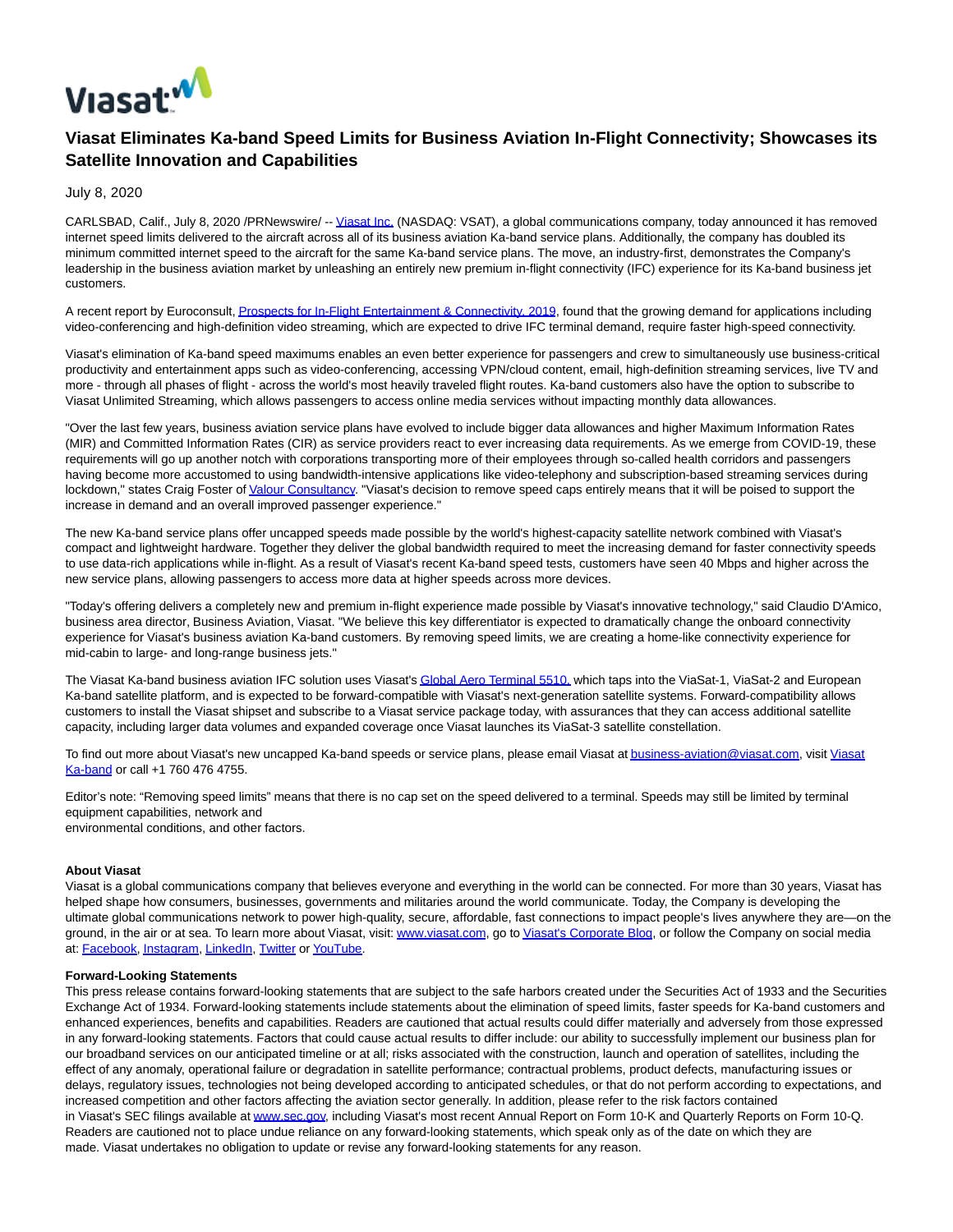Viasat

# Viasat Eliminates Ka-band Speed Limits for Business Aviation In-Flight Connectivity; Showcases its Satellite Innovation and Capabilities

July 8, 2020

CARLSBAD, Calif., July 8, 2020 /PRNewswire/ -- Viasat Inc. (NASDAQ: VSAT), a global communications company, today announced it has removed internet speed limits delivered to the aircraft across all of its business aviation Ka-band service plans. Additionally, the company has doubled its minimum committed internet speed to the aircraft for the same Ka-band service plans. The move, an industry-first, demonstrates the Company's leadership in the business aviation market by unleashing an entirely new premium in-flight connectivity (IFC) experience for its Ka-band business jet customers.

A recent report by Euroconsult, Prospects for In-Flight Entertainment & Connectivity, 2019, found that the growing demand for applications including video-conferencing and high-definition video streaming, which are expected to drive IFC terminal demand, require faster high-speed connectivity.

Viasat's elimination of Ka-band speed maximums enables an even better experience for passengers and crew to simultaneously use business-critical productivity and entertainment apps such as video-conferencing, accessing VPN/cloud content, email, high-definition streaming services, live TV and more - through all phases of flight - across the world's most heavily traveled flight routes. Ka-band customers also have the option to subscribe to Viasat Unlimited Streaming, which allows passengers to access online media services without impacting monthly data allowances.

"Over the last few years, business aviation service plans have evolved to include bigger data allowances and higher Maximum Information Rates (MIR) and Committed Information Rates (CIR) as service providers react to ever increasing data requirements. As we emerge from COVID-19, these requirements will go up another notch with corporations transporting more of their employees through so-called health corridors and passengers having become more accustomed to using bandwidth-intensive applications like video-telephony and subscription-based streaming services during lockdown," states Craig Foster of Valour Consultancy. "Viasat's decision to remove speed caps entirely means that it will be poised to support the increase in demand and an overall improved passenger experience."

The new Ka-band service plans offer uncapped speeds made possible by the world's highest-capacity satellite network combined with Viasat's compact and lightweight hardware. Together they deliver the global bandwidth required to meet the increasing demand for faster connectivity speeds to use data-rich applications while in-flight. As a result of Viasat's recent Ka-band speed tests, customers have seen 40 Mbps and higher across the new service plans, allowing passengers to access more data at higher speeds across more devices.

"Today's offering delivers a completely new and premium in-flight experience made possible by Viasat's innovative technology," said Claudio D'Amico, business area director, Business Aviation, Viasat. "We believe this key differentiator is expected to dramatically change the onboard connectivity experience for Viasat's business aviation Ka-band customers. By removing speed limits, we are creating a home-like connectivity experience for mid-cabin to large- and long-range business jets."

The Viasat Ka-band business aviation IFC solution uses Viasat's Global Aero Terminal 5510, which taps into the ViaSat-1, ViaSat-2 and European Ka-band satellite platform, and is expected to be forward-compatible with Viasat's next-generation satellite systems. Forward-compatibility allows customers to install the Viasat shipset and subscribe to a Viasat service package today, with assurances that they can access additional satellite capacity, including larger data volumes and expanded coverage once Viasat launches its ViaSat-3 satellite constellation.

To find out more about Viasat's new uncapped Ka-band speeds or service plans, please email Viasat at business-aviation@viasat.com, visit Viasat Ka-band or call +1 760 476 4755.

Editor's note: "Removing speed limits" means that there is no cap set on the speed delivered to a terminal. Speeds may still be limited by terminal equipment capabilities, network and environmental conditions, and other factors.

**About Viasat**

Viasat is a global communications company that believes everyone and everything in the world can be connected. For more than 30 years, Viasat has helped shape how consumers, businesses, governments and militaries around the world communicate. Today, the Company is developing the ultimate global communications network to power high-quality, secure, affordable, fast connections to impact people's lives anywhere they are—on the ground, in the air or at sea. To learn more about Viasat, visit: www.viasat.com, go to Viasat's Corporate Blog, or follow the Company on social media at: Facebook, Instagram, LinkedIn, Twitter or YouTube.

**Forward-Looking Statements**

This press release contains forward-looking statements that are subject to the safe harbors created under the Securities Act of 1933 and the Securities Exchange Act of 1934. Forward-looking statements include statements about the elimination of speed limits, faster speeds for Ka-band customers and enhanced experiences, benefits and capabilities. Readers are cautioned that actual results could differ materially and adversely from those expressed in any forward-looking statements. Factors that could cause actual results to differ include: our ability to successfully implement our business plan for our broadband services on our anticipated timeline or at all; risks associated with the construction, launch and operation of satellites, including the effect of any anomaly, operational failure or degradation in satellite performance; contractual problems, product defects, manufacturing issues or delays, regulatory issues, technologies not being developed according to anticipated schedules, or that do not perform according to expectations, and increased competition and other factors affecting the aviation sector generally. In addition, please refer to the risk factors contained in Viasat's SEC filings available at www.sec.gov, including Viasat's most recent Annual Report on Form 10-K and Quarterly Reports on Form 10-Q. Readers are cautioned not to place undue reliance on any forward-looking statements, which speak only as of the date on which they are made. Viasat undertakes no obligation to update or revise any forward-looking statements for any reason.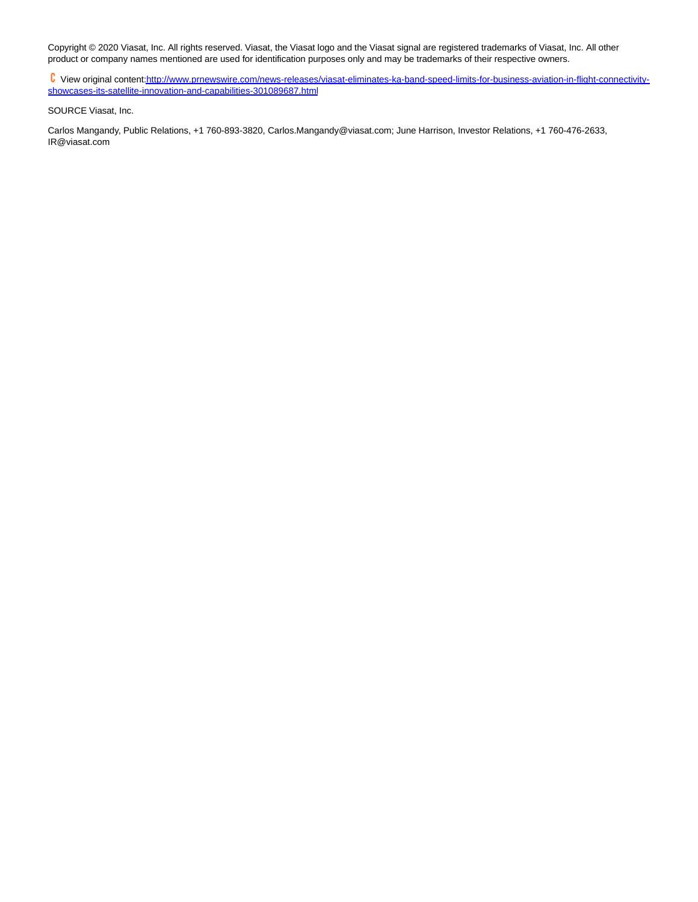Copyright © 2020 Viasat, Inc. All rights reserved. Viasat, the Viasat logo and the Viasat signal are registered trademarks of Viasat, Inc. All other product or company names mentioned are used for identification purposes only and may be trademarks of their respective owners.

View original content:[http://www.prnewswire.com/news-releases/viasat-eliminates-ka-band-speed-limits-for-business-aviation-in-flight-connectivity-showcases-its-satellite-innovation-and-capabilities-301089687.html](http://www.prnewswire.com/news-releases/viasat-eliminates-ka-band-speed-limits-for-business-aviation-in-flight-connectivity-showcases-its-satellite-innovation-and-capabilities-301089687.html)

SOURCE Viasat, Inc.

Carlos Mangandy, Public Relations, +1 760-893-3820, Carlos.Mangandy@viasat.com; June Harrison, Investor Relations, +1 760-476-2633, IR@viasat.com